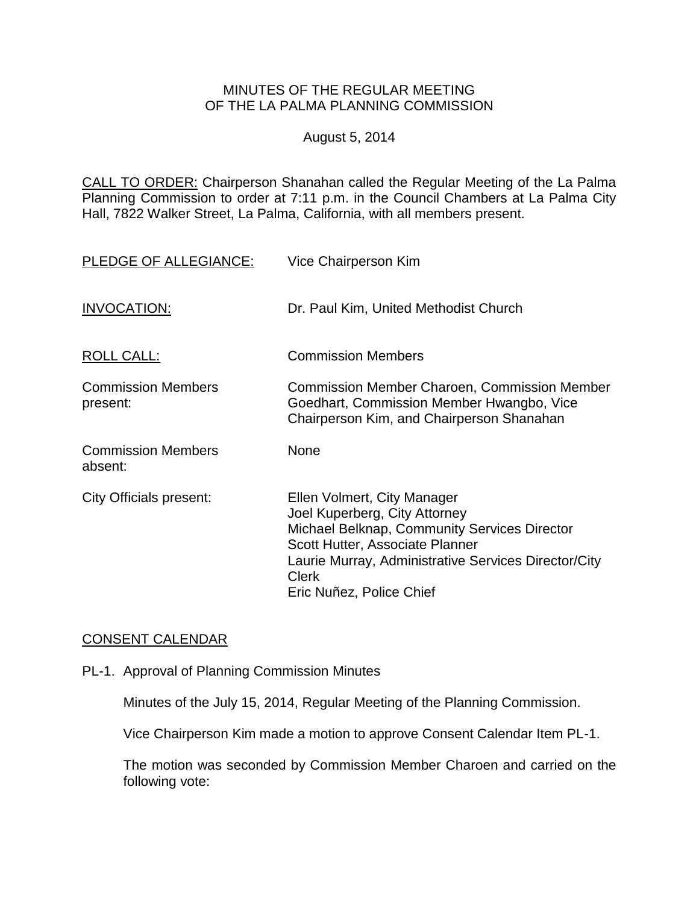MINUTES OF THE REGULAR MEETING
OF THE LA PALMA PLANNING COMMISSION

August 5, 2014

CALL TO ORDER: Chairperson Shanahan called the Regular Meeting of the La Palma Planning Commission to order at 7:11 p.m. in the Council Chambers at La Palma City Hall, 7822 Walker Street, La Palma, California, with all members present.

| | |
|---|---|
| PLEDGE OF ALLEGIANCE: | Vice Chairperson Kim |
| INVOCATION: | Dr. Paul Kim, United Methodist Church |
| ROLL CALL: | Commission Members |
| Commission Members present: | Commission Member Charoen, Commission Member Goedhart, Commission Member Hwangbo, Vice Chairperson Kim, and Chairperson Shanahan |
| Commission Members absent: | None |
| City Officials present: | Ellen Volmert, City Manager<br>Joel Kuperberg, City Attorney<br>Michael Belknap, Community Services Director<br>Scott Hutter, Associate Planner<br>Laurie Murray, Administrative Services Director/City Clerk<br>Eric Nuñez, Police Chief |

CONSENT CALENDAR

PL-1. Approval of Planning Commission Minutes

Minutes of the July 15, 2014, Regular Meeting of the Planning Commission.

Vice Chairperson Kim made a motion to approve Consent Calendar Item PL-1.

The motion was seconded by Commission Member Charoen and carried on the following vote: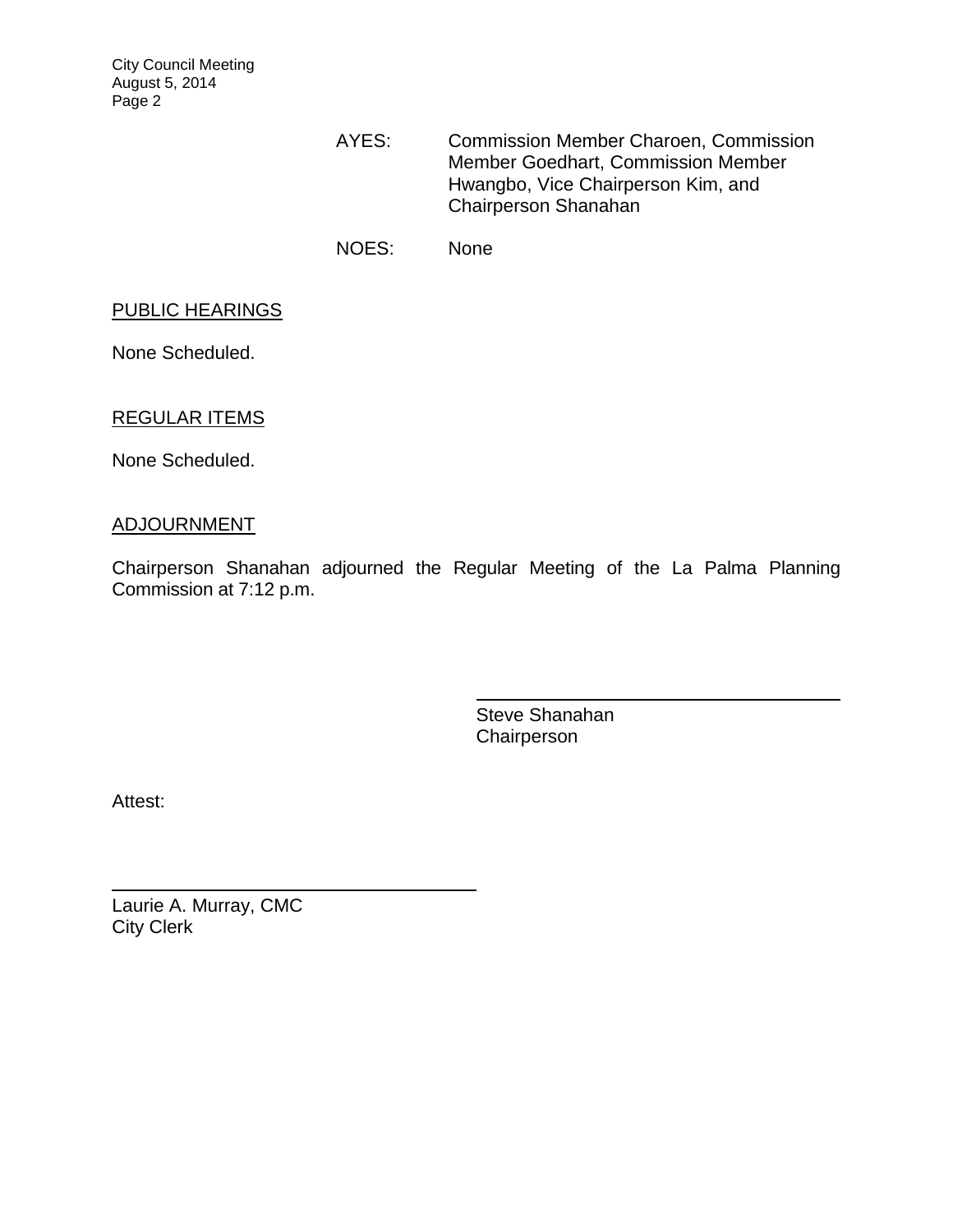AYES: Commission Member Charoen, Commission Member Goedhart, Commission Member Hwangbo, Vice Chairperson Kim, and Chairperson Shanahan

NOES: None

## PUBLIC HEARINGS

None Scheduled.

## REGULAR ITEMS

None Scheduled.

## ADJOURNMENT

Chairperson Shanahan adjourned the Regular Meeting of the La Palma Planning Commission at 7:12 p.m.

Steve Shanahan
Chairperson

Attest:

Laurie A. Murray, CMC
City Clerk